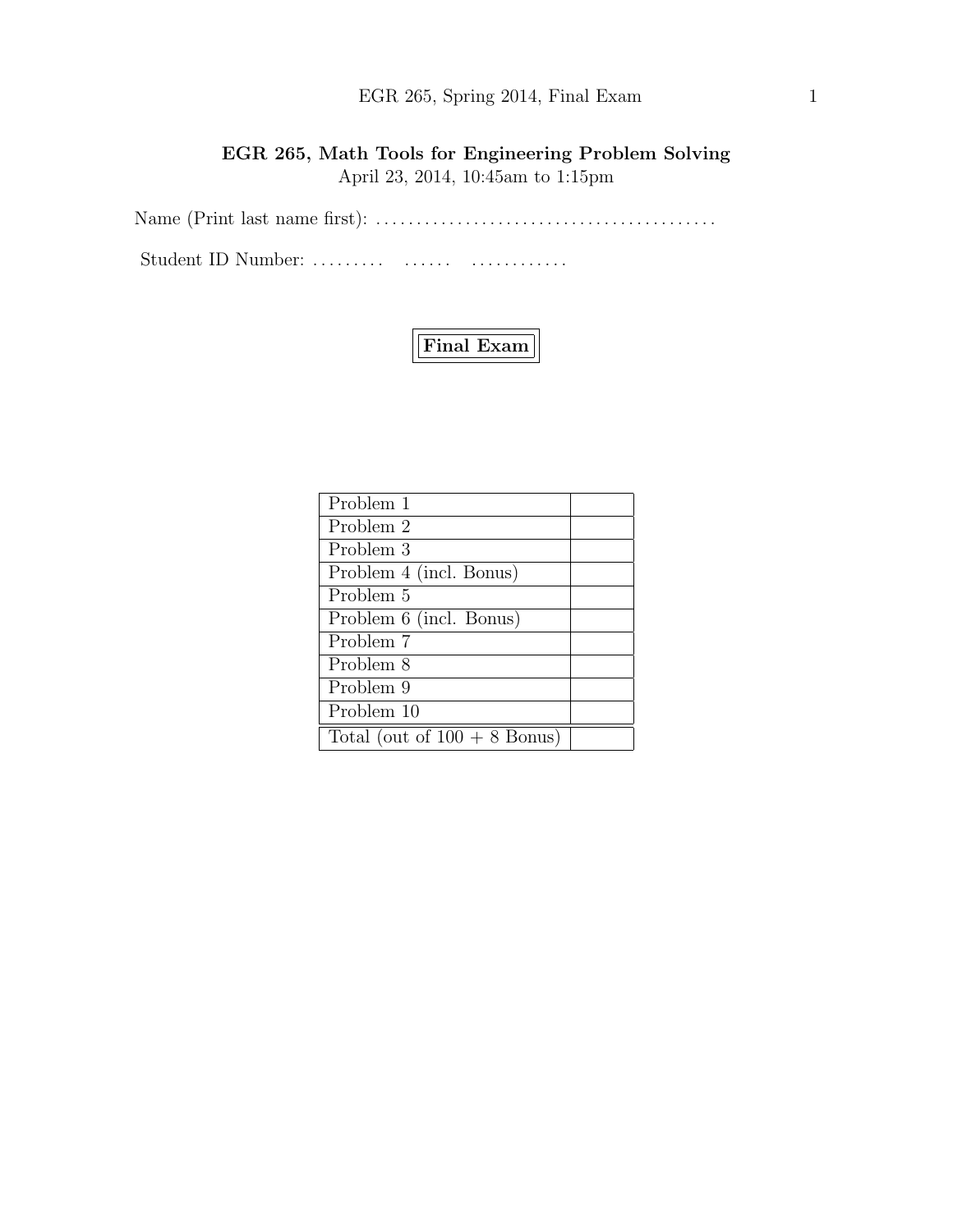# EGR 265, Math Tools for Engineering Problem Solving

April 23, 2014, 10:45am to 1:15pm

Name (Print last name first): ..........................................

Student ID Number: .........   ......   ............

**Final Exam**

| | |
|---|---|
| Problem 1 | |
| Problem 2 | |
| Problem 3 | |
| Problem 4 (incl. Bonus) | |
| Problem 5 | |
| Problem 6 (incl. Bonus) | |
| Problem 7 | |
| Problem 8 | |
| Problem 9 | |
| Problem 10 | |
| Total (out of 100 + 8 Bonus) | |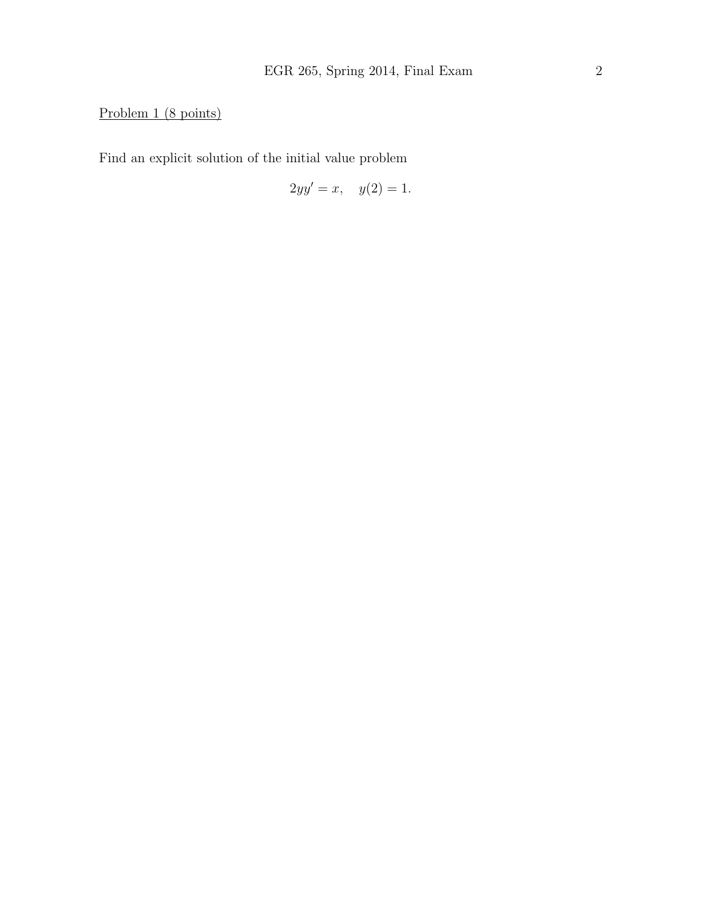Problem 1 (8 points)

Find an explicit solution of the initial value problem

$$2yy' = x, \quad y(2) = 1.$$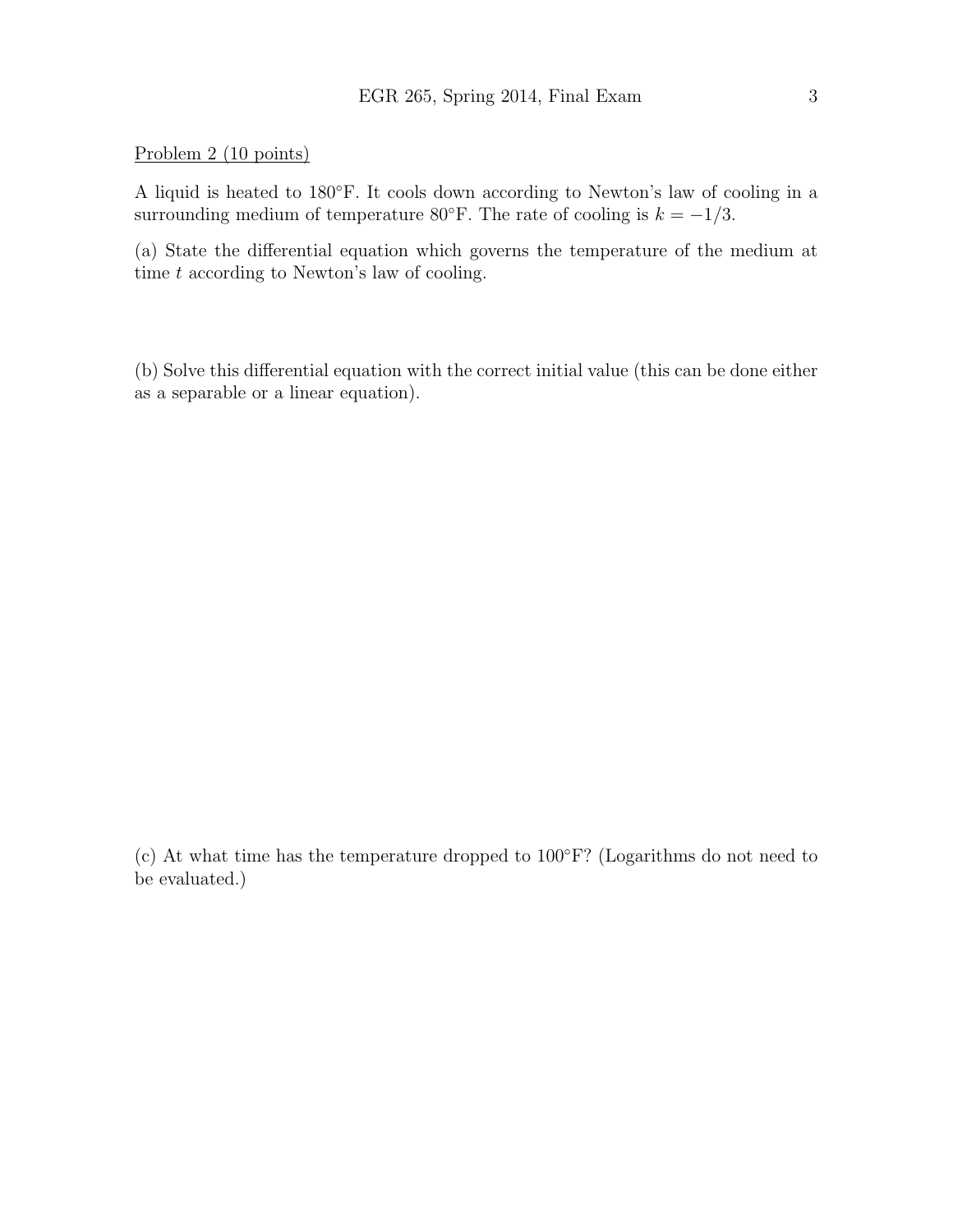Problem 2 (10 points)

A liquid is heated to 180°F. It cools down according to Newton's law of cooling in a surrounding medium of temperature 80°F. The rate of cooling is $k = -1/3$.

(a) State the differential equation which governs the temperature of the medium at time $t$ according to Newton's law of cooling.

(b) Solve this differential equation with the correct initial value (this can be done either as a separable or a linear equation).

(c) At what time has the temperature dropped to 100°F? (Logarithms do not need to be evaluated.)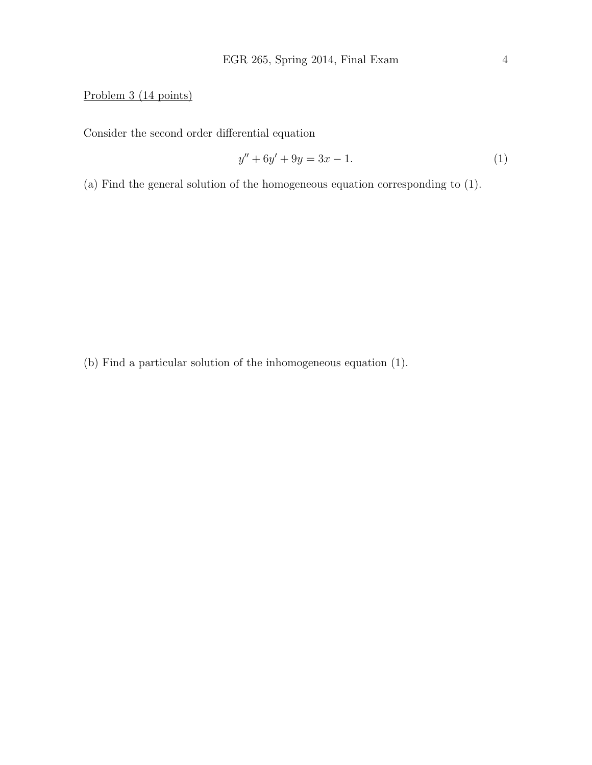Problem 3 (14 points)

Consider the second order differential equation

$$y'' + 6y' + 9y = 3x - 1. \tag{1}$$

(a) Find the general solution of the homogeneous equation corresponding to (1).

(b) Find a particular solution of the inhomogeneous equation (1).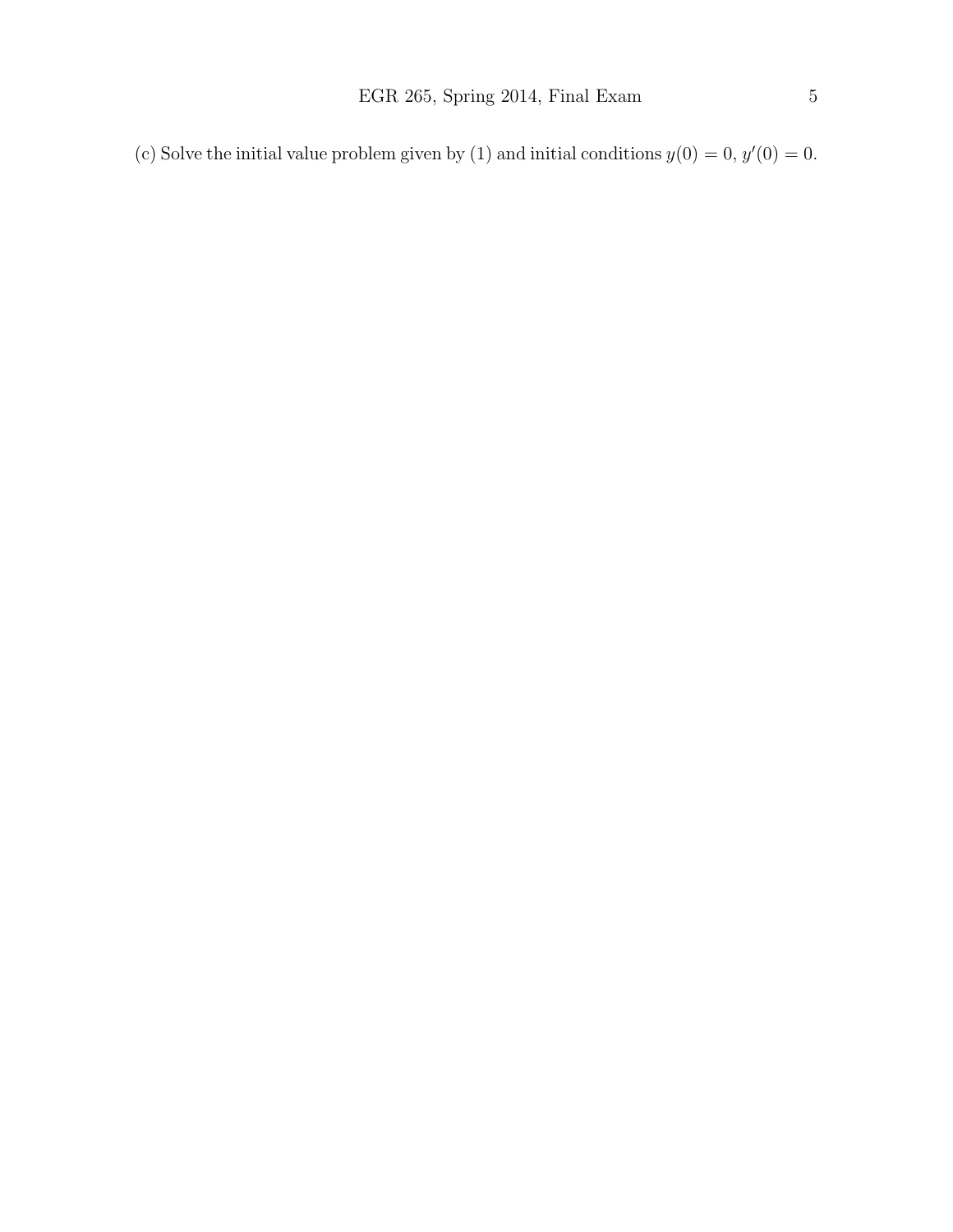(c) Solve the initial value problem given by (1) and initial conditions $y(0) = 0$, $y'(0) = 0$.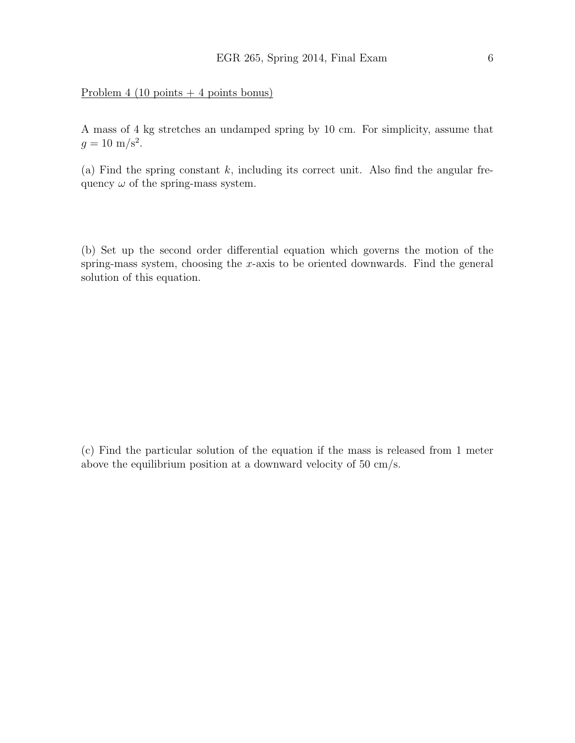Problem 4 (10 points + 4 points bonus)

A mass of 4 kg stretches an undamped spring by 10 cm. For simplicity, assume that $g = 10$ m/s$^2$.

(a) Find the spring constant $k$, including its correct unit. Also find the angular frequency $\omega$ of the spring-mass system.

(b) Set up the second order differential equation which governs the motion of the spring-mass system, choosing the $x$-axis to be oriented downwards. Find the general solution of this equation.

(c) Find the particular solution of the equation if the mass is released from 1 meter above the equilibrium position at a downward velocity of 50 cm/s.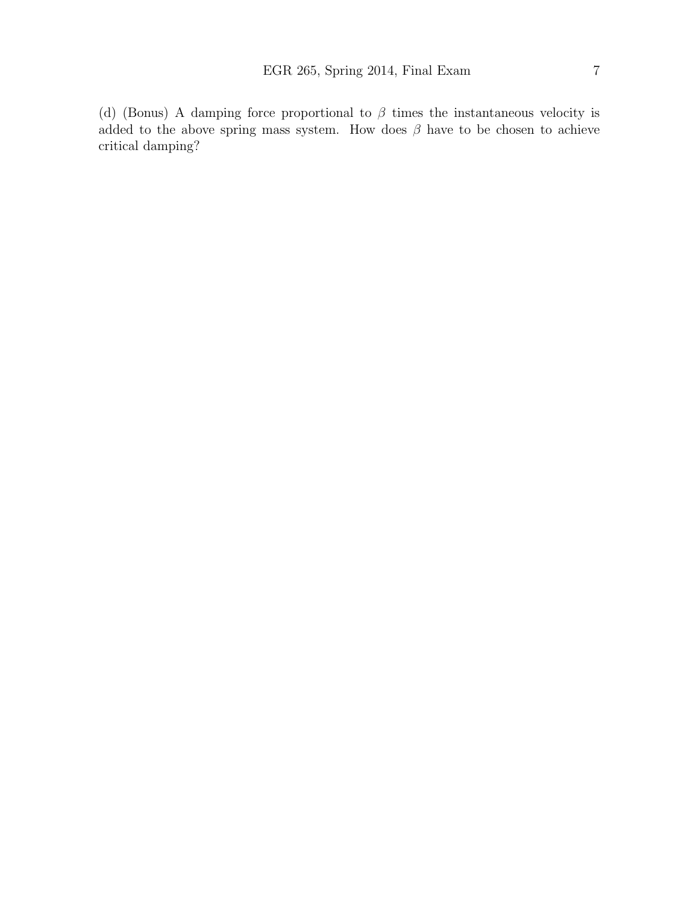(d) (Bonus) A damping force proportional to $\beta$ times the instantaneous velocity is added to the above spring mass system. How does $\beta$ have to be chosen to achieve critical damping?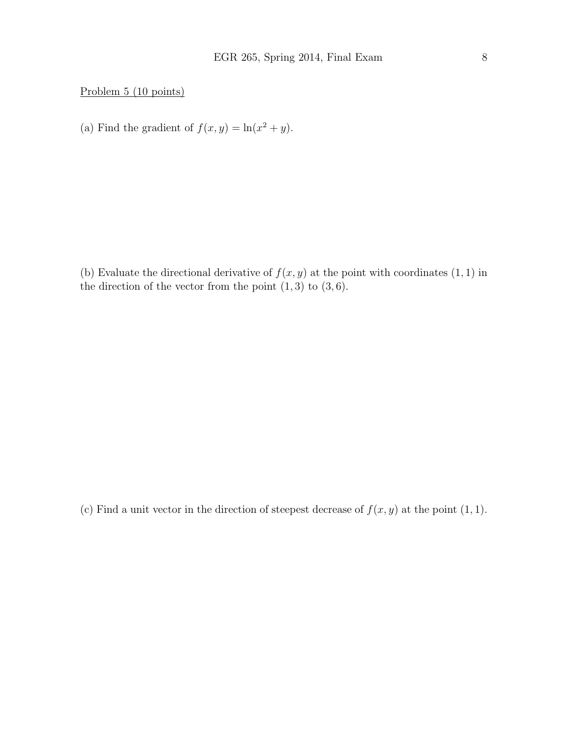Problem 5 (10 points)

(a) Find the gradient of $f(x, y) = \ln(x^2 + y)$.

(b) Evaluate the directional derivative of $f(x, y)$ at the point with coordinates $(1, 1)$ in the direction of the vector from the point $(1, 3)$ to $(3, 6)$.

(c) Find a unit vector in the direction of steepest decrease of $f(x, y)$ at the point $(1, 1)$.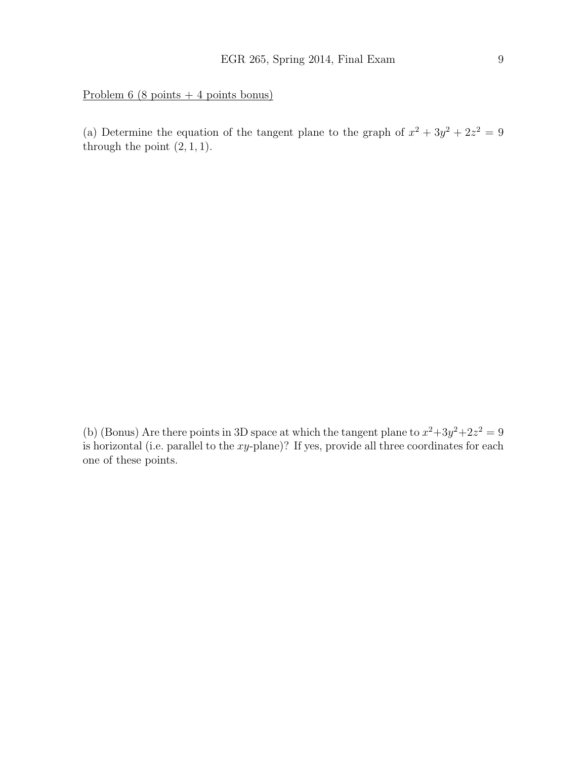Problem 6 (8 points + 4 points bonus)

(a) Determine the equation of the tangent plane to the graph of $x^2 + 3y^2 + 2z^2 = 9$ through the point $(2, 1, 1)$.

(b) (Bonus) Are there points in 3D space at which the tangent plane to $x^2 + 3y^2 + 2z^2 = 9$ is horizontal (i.e. parallel to the $xy$-plane)? If yes, provide all three coordinates for each one of these points.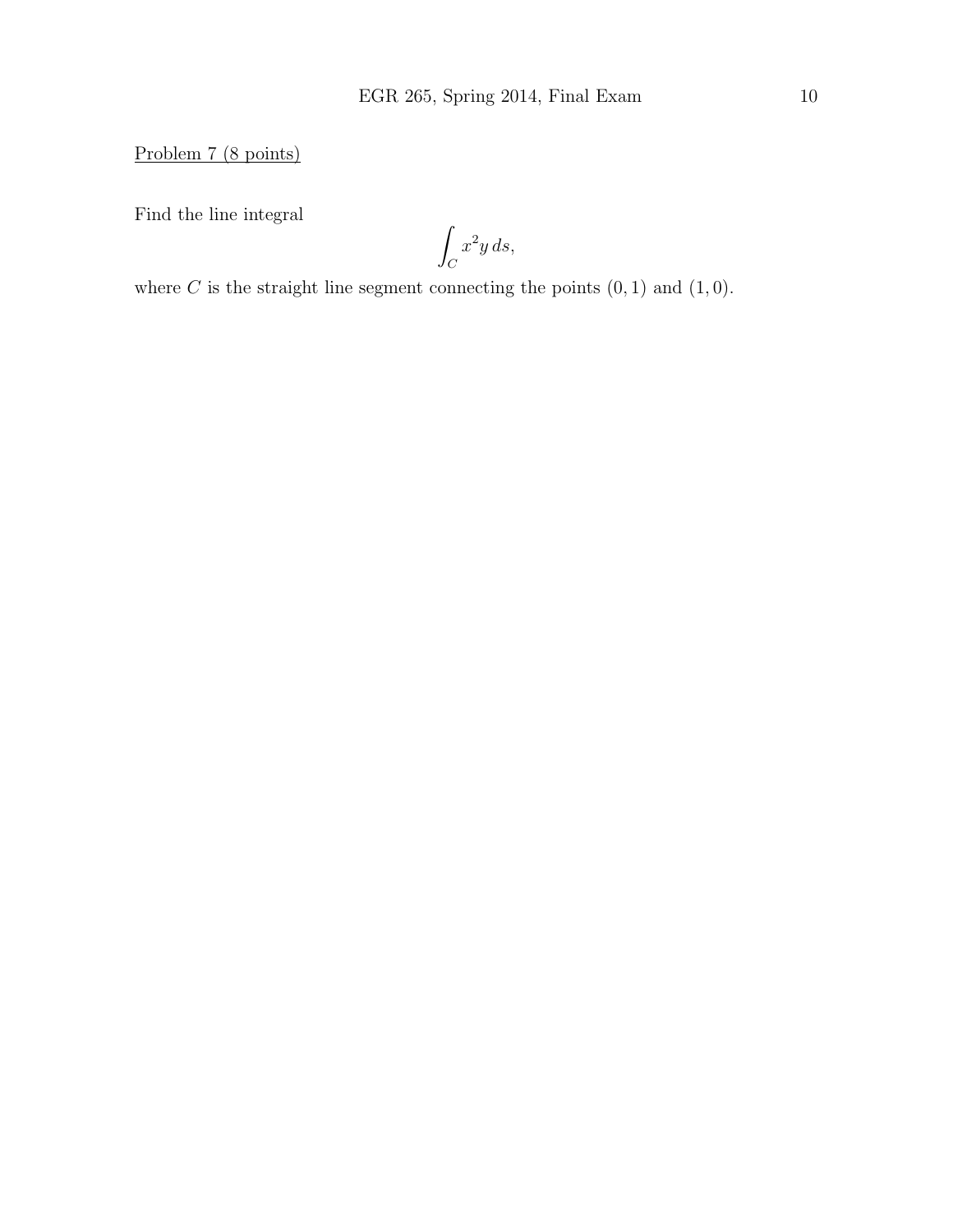Problem 7 (8 points)

Find the line integral

$$\int_C x^2 y \, ds,$$

where $C$ is the straight line segment connecting the points $(0, 1)$ and $(1, 0)$.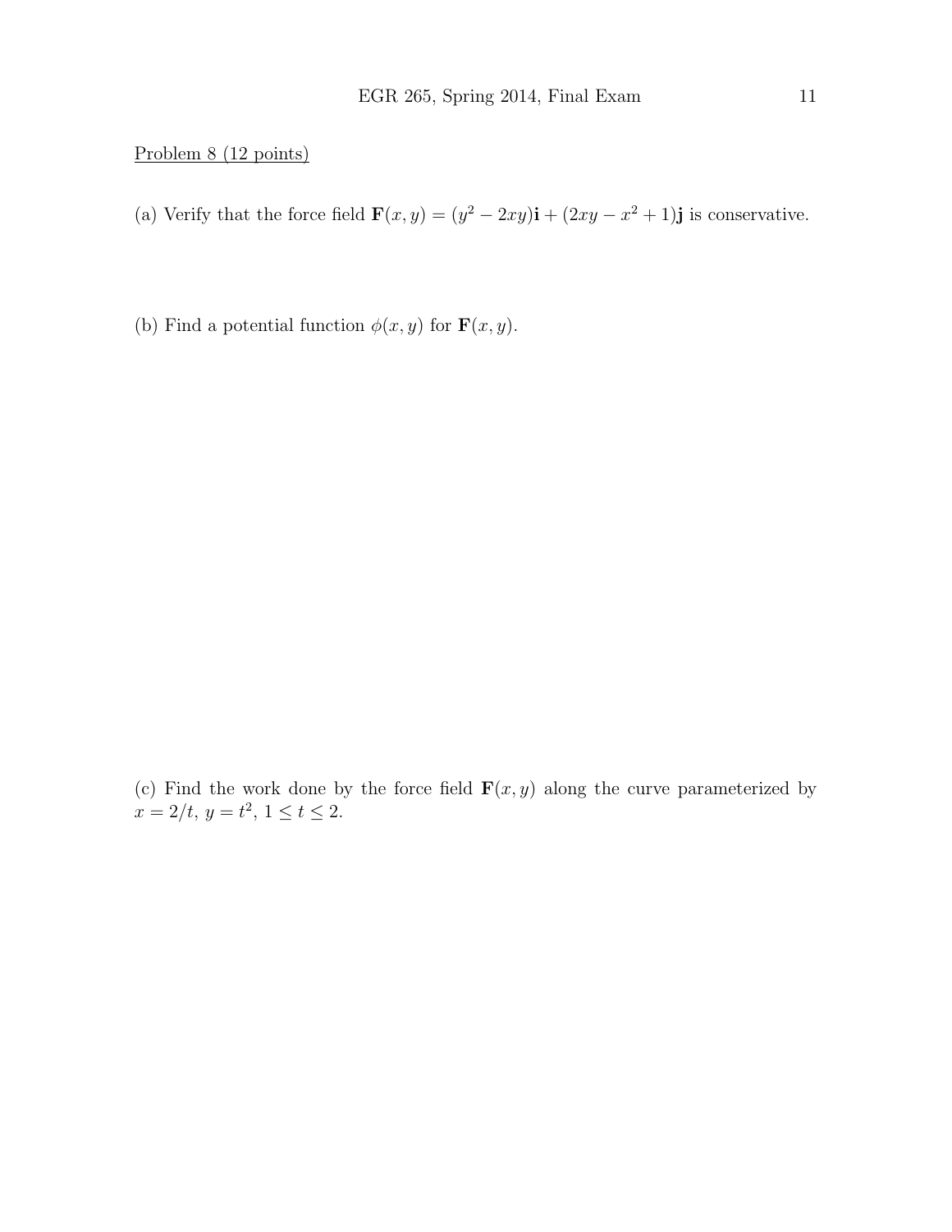Problem 8 (12 points)

(a) Verify that the force field $\mathbf{F}(x, y) = (y^2 - 2xy)\mathbf{i} + (2xy - x^2 + 1)\mathbf{j}$ is conservative.

(b) Find a potential function $\phi(x, y)$ for $\mathbf{F}(x, y)$.

(c) Find the work done by the force field $\mathbf{F}(x, y)$ along the curve parameterized by $x = 2/t$, $y = t^2$, $1 \leq t \leq 2$.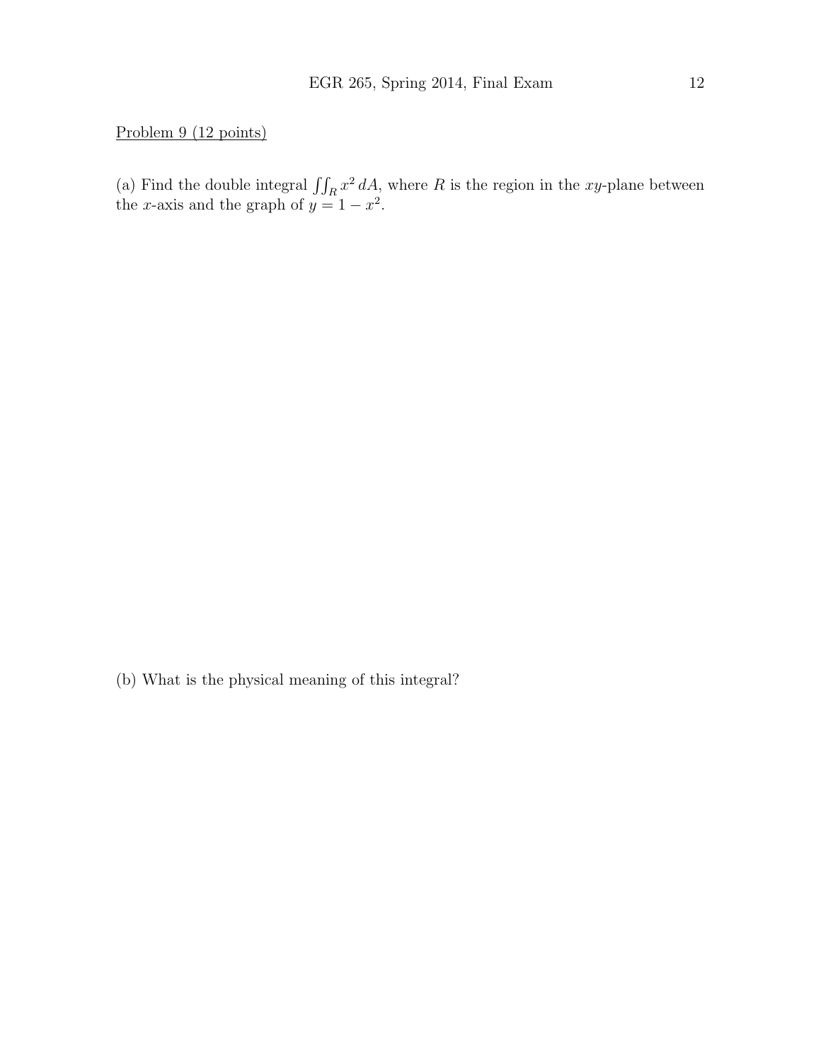Problem 9 (12 points)

(a) Find the double integral $\iint_R x^2 \, dA$, where $R$ is the region in the $xy$-plane between the $x$-axis and the graph of $y = 1 - x^2$.

(b) What is the physical meaning of this integral?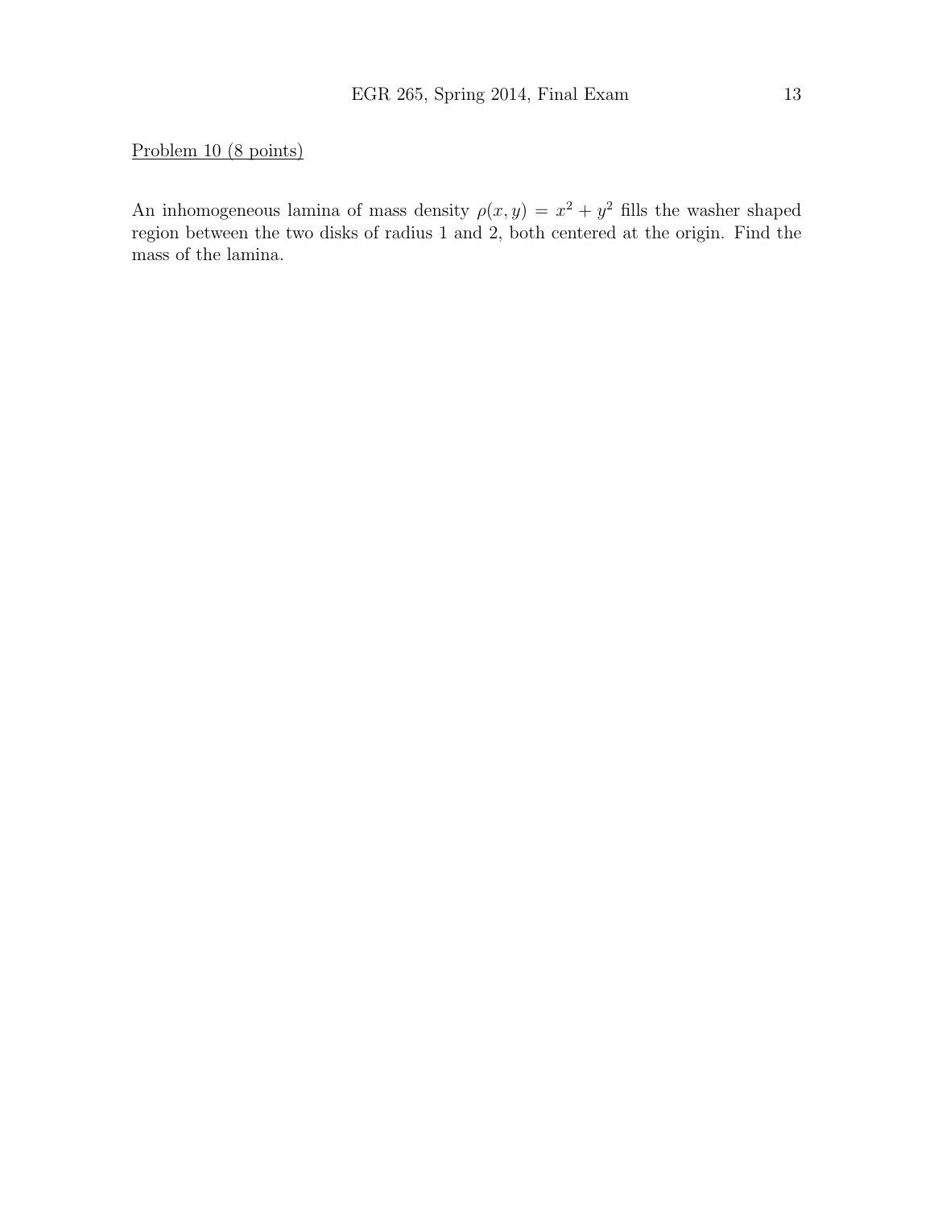Problem 10 (8 points)

An inhomogeneous lamina of mass density $\rho(x, y) = x^2 + y^2$ fills the washer shaped region between the two disks of radius 1 and 2, both centered at the origin. Find the mass of the lamina.